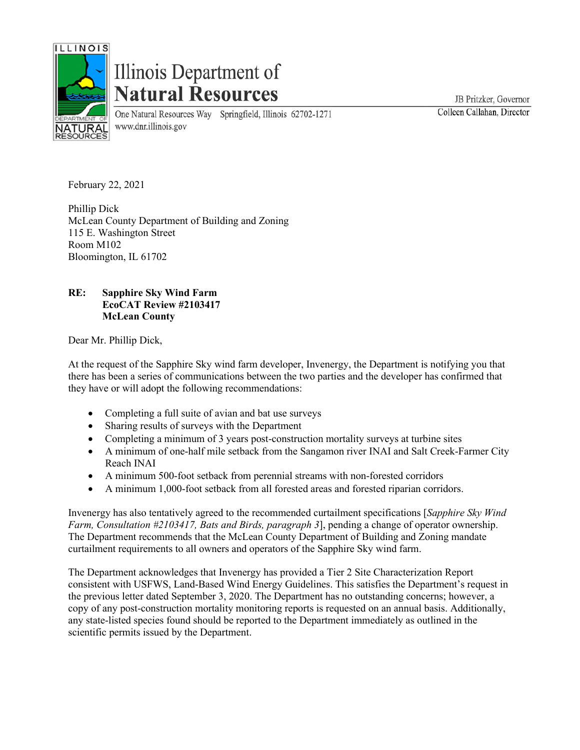# Illinois Department of **Natural Resources**

One Natural Resources Way Springfield, Illinois 62702-1271
www.dnr.illinois.gov

JB Pritzker, Governor
Colleen Callahan, Director

February 22, 2021

Phillip Dick
McLean County Department of Building and Zoning
115 E. Washington Street
Room M102
Bloomington, IL 61702

**RE: Sapphire Sky Wind Farm**
**EcoCAT Review #2103417**
**McLean County**

Dear Mr. Phillip Dick,

At the request of the Sapphire Sky wind farm developer, Invenergy, the Department is notifying you that there has been a series of communications between the two parties and the developer has confirmed that they have or will adopt the following recommendations:

- Completing a full suite of avian and bat use surveys
- Sharing results of surveys with the Department
- Completing a minimum of 3 years post-construction mortality surveys at turbine sites
- A minimum of one-half mile setback from the Sangamon river INAI and Salt Creek-Farmer City Reach INAI
- A minimum 500-foot setback from perennial streams with non-forested corridors
- A minimum 1,000-foot setback from all forested areas and forested riparian corridors.

Invenergy has also tentatively agreed to the recommended curtailment specifications [*Sapphire Sky Wind Farm, Consultation #2103417, Bats and Birds, paragraph 3*], pending a change of operator ownership. The Department recommends that the McLean County Department of Building and Zoning mandate curtailment requirements to all owners and operators of the Sapphire Sky wind farm.

The Department acknowledges that Invenergy has provided a Tier 2 Site Characterization Report consistent with USFWS, Land-Based Wind Energy Guidelines. This satisfies the Department's request in the previous letter dated September 3, 2020. The Department has no outstanding concerns; however, a copy of any post-construction mortality monitoring reports is requested on an annual basis. Additionally, any state-listed species found should be reported to the Department immediately as outlined in the scientific permits issued by the Department.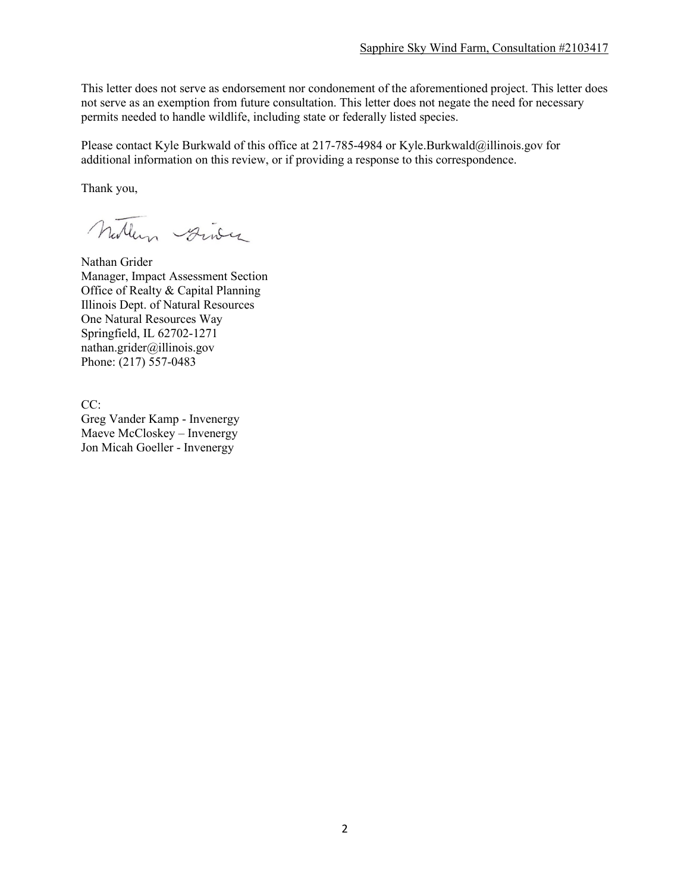This letter does not serve as endorsement nor condonement of the aforementioned project. This letter does not serve as an exemption from future consultation. This letter does not negate the need for necessary permits needed to handle wildlife, including state or federally listed species.

Please contact Kyle Burkwald of this office at 217-785-4984 or Kyle.Burkwald@illinois.gov for additional information on this review, or if providing a response to this correspondence.

Thank you,

Nathan Grider
Manager, Impact Assessment Section
Office of Realty & Capital Planning
Illinois Dept. of Natural Resources
One Natural Resources Way
Springfield, IL 62702-1271
nathan.grider@illinois.gov
Phone: (217) 557-0483

CC:
Greg Vander Kamp - Invenergy
Maeve McCloskey – Invenergy
Jon Micah Goeller - Invenergy